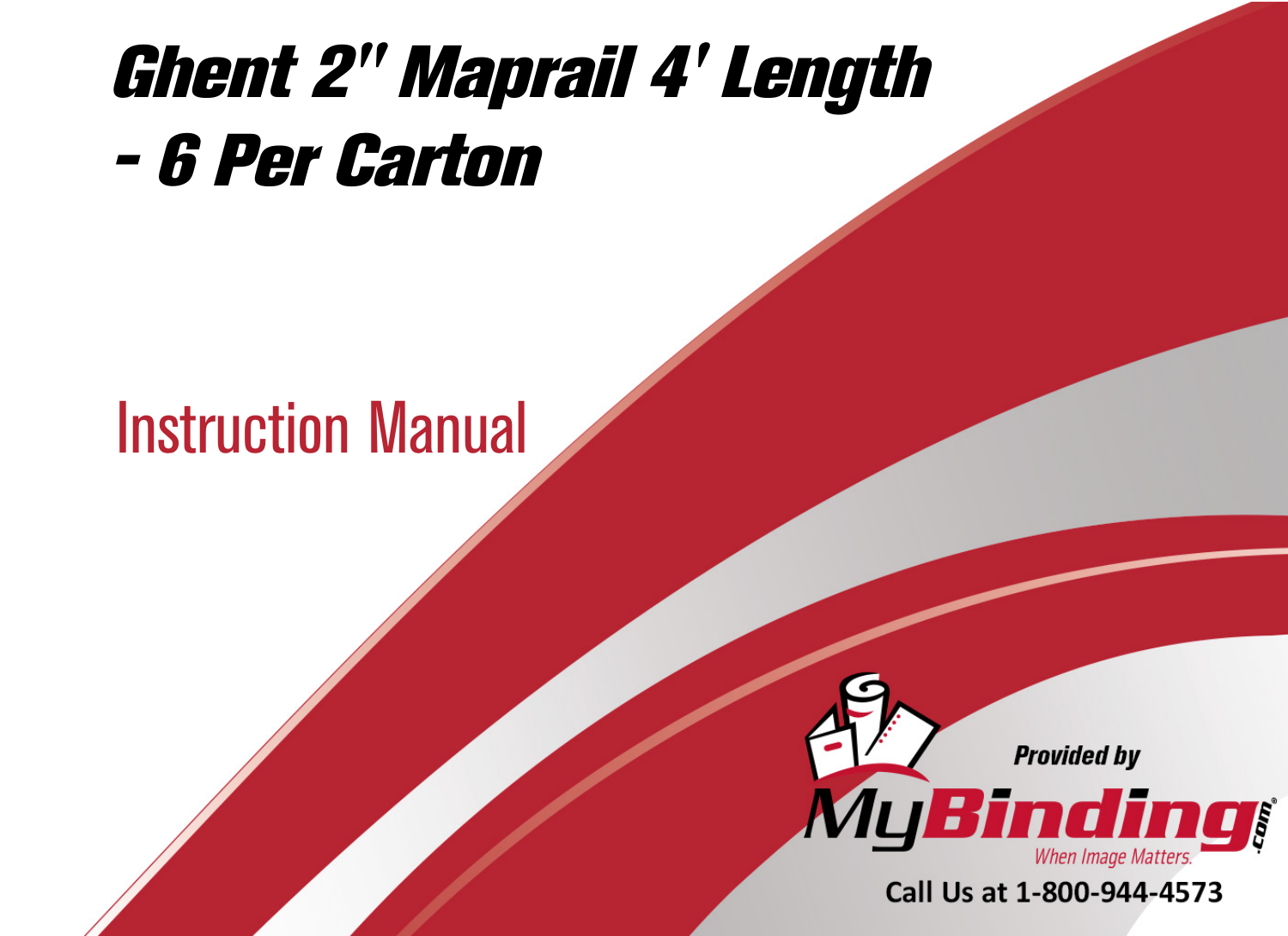# Ghent 2" Maprail 4' Length - 6 Per Carton

## Instruction Manual

Provided by

MyBinding.com

When Image Matters.

Call Us at 1-800-944-4573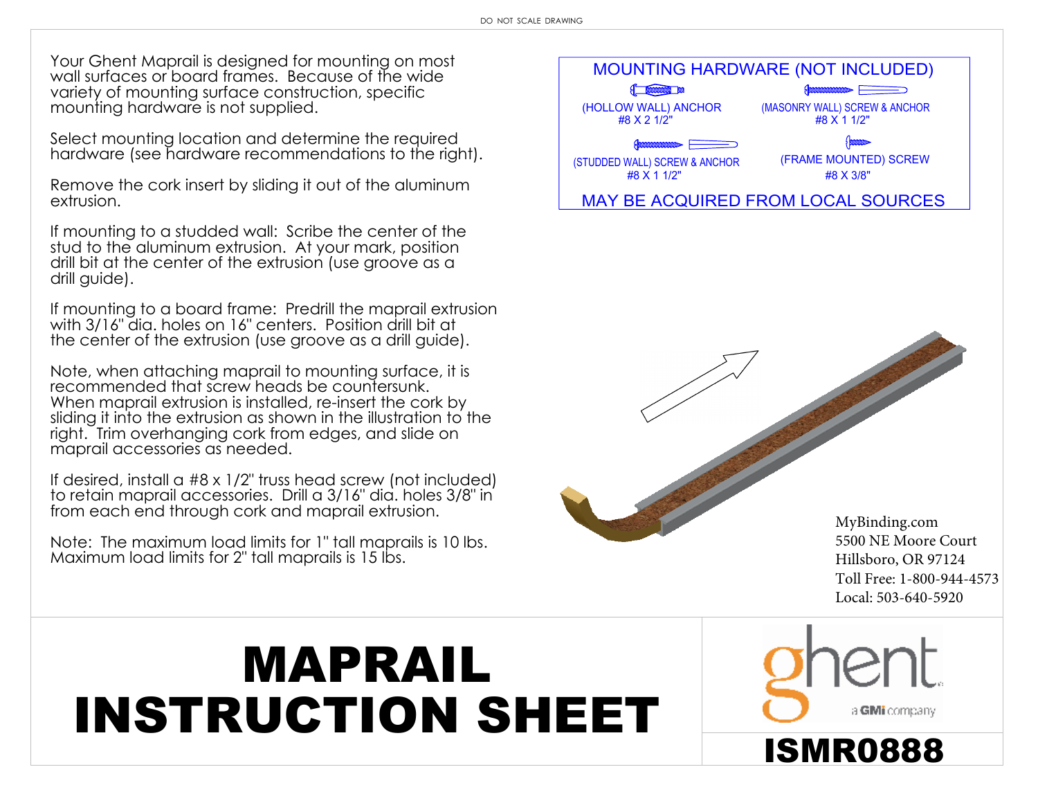DO NOT SCALE DRAWING

Your Ghent Maprail is designed for mounting on most wall surfaces or board frames. Because of the wide variety of mounting surface construction, specific mounting hardware is not supplied.

Select mounting location and determine the required hardware (see hardware recommendations to the right).

Remove the cork insert by sliding it out of the aluminum extrusion.

If mounting to a studded wall: Scribe the center of the stud to the aluminum extrusion. At your mark, position drill bit at the center of the extrusion (use groove as a drill guide).

If mounting to a board frame: Predrill the maprail extrusion with 3/16" dia. holes on 16" centers. Position drill bit at the center of the extrusion (use groove as a drill guide).

Note, when attaching maprail to mounting surface, it is recommended that screw heads be countersunk. When maprail extrusion is installed, re-insert the cork by sliding it into the extrusion as shown in the illustration to the right. Trim overhanging cork from edges, and slide on maprail accessories as needed.

If desired, install a #8 x 1/2" truss head screw (not included) to retain maprail accessories. Drill a 3/16" dia. holes 3/8" in from each end through cork and maprail extrusion.

Note: The maximum load limits for 1" tall maprails is 10 lbs. Maximum load limits for 2" tall maprails is 15 lbs.

## MOUNTING HARDWARE (NOT INCLUDED)

(HOLLOW WALL) ANCHOR
#8 X 2 1/2"

(MASONRY WALL) SCREW & ANCHOR
#8 X 1 1/2"

(STUDDED WALL) SCREW & ANCHOR
#8 X 1 1/2"

(FRAME MOUNTED) SCREW
#8 X 3/8"

MAY BE ACQUIRED FROM LOCAL SOURCES

MyBinding.com
5500 NE Moore Court
Hillsboro, OR 97124
Toll Free: 1-800-944-4573
Local: 503-640-5920

# MAPRAIL INSTRUCTION SHEET

ghent
a GMi company

**ISMR0888**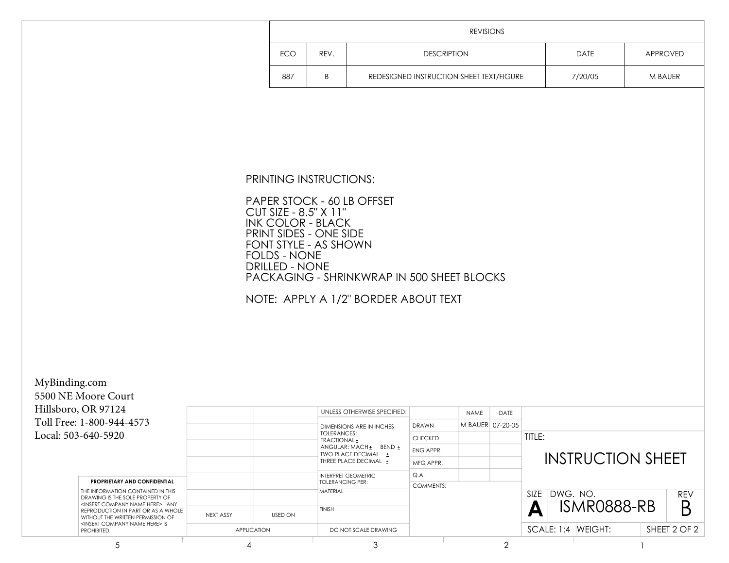| REVISIONS | | | | |
|---|---|---|---|---|
| ECO | REV. | DESCRIPTION | DATE | APPROVED |
| 887 | B | REDESIGNED INSTRUCTION SHEET TEXT/FIGURE | 7/20/05 | M BAUER |

PRINTING INSTRUCTIONS:

PAPER STOCK - 60 LB OFFSET
CUT SIZE - 8.5" X 11"
INK COLOR - BLACK
PRINT SIDES - ONE SIDE
FONT STYLE - AS SHOWN
FOLDS - NONE
DRILLED - NONE
PACKAGING - SHRINKWRAP IN 500 SHEET BLOCKS

NOTE: APPLY A 1/2" BORDER ABOUT TEXT

MyBinding.com
5500 NE Moore Court
Hillsboro, OR 97124
Toll Free: 1-800-944-4573
Local: 503-640-5920

**PROPRIETARY AND CONFIDENTIAL**

THE INFORMATION CONTAINED IN THIS DRAWING IS THE SOLE PROPERTY OF <INSERT COMPANY NAME HERE>. ANY REPRODUCTION IN PART OR AS A WHOLE WITHOUT THE WRITTEN PERMISSION OF <INSERT COMPANY NAME HERE> IS PROHIBITED.

| NEXT ASSY | USED ON |
|---|---|
| APPLICATION | |

UNLESS OTHERWISE SPECIFIED:
DIMENSIONS ARE IN INCHES
TOLERANCES:
FRACTIONAL ±
ANGULAR: MACH ± BEND ±
TWO PLACE DECIMAL ±
THREE PLACE DECIMAL ±

INTERPRET GEOMETRIC TOLERANCING PER:

MATERIAL

FINISH

DO NOT SCALE DRAWING

| | NAME | DATE |
|---|---|---|
| DRAWN | M BAUER | 07-20-05 |
| CHECKED | | |
| ENG APPR. | | |
| MFG APPR. | | |
| Q.A. | | |

COMMENTS:

TITLE:

INSTRUCTION SHEET

| SIZE | DWG. NO. | REV |
|---|---|---|
| A | ISMR0888-RB | B |

SCALE: 1:4 WEIGHT: SHEET 2 OF 2